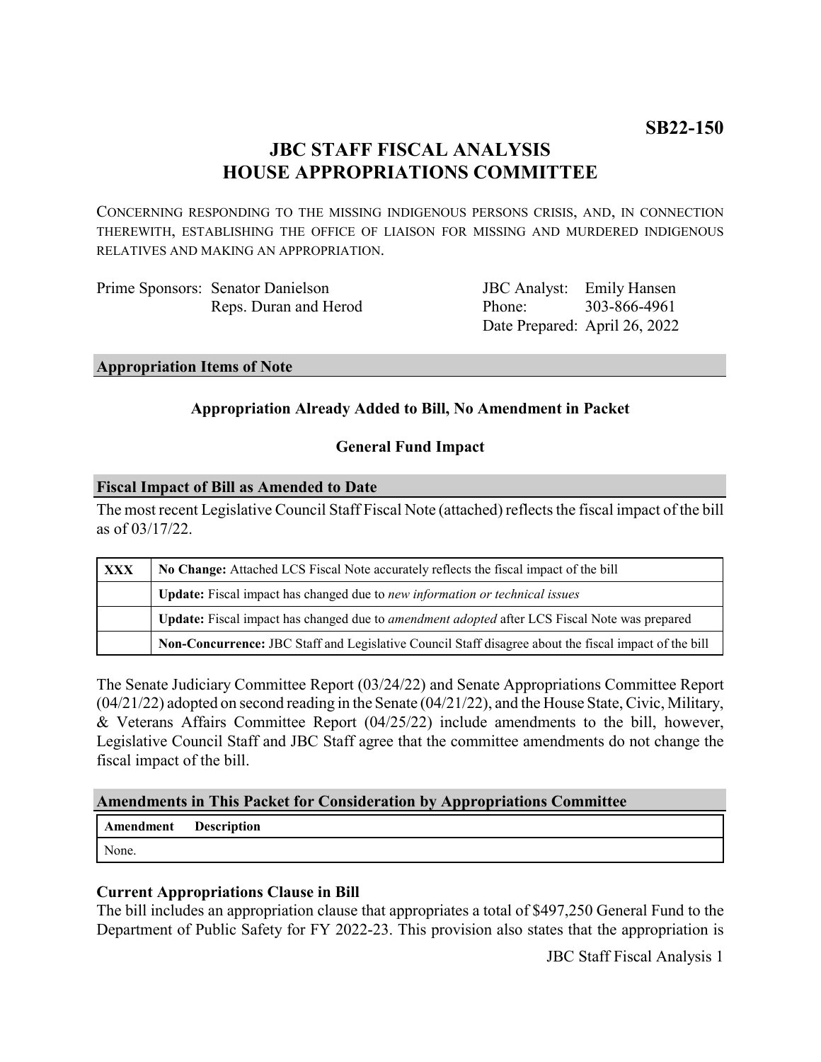**SB22-150**

# JBC STAFF FISCAL ANALYSIS
# HOUSE APPROPRIATIONS COMMITTEE

CONCERNING RESPONDING TO THE MISSING INDIGENOUS PERSONS CRISIS, AND, IN CONNECTION THEREWITH, ESTABLISHING THE OFFICE OF LIAISON FOR MISSING AND MURDERED INDIGENOUS RELATIVES AND MAKING AN APPROPRIATION.

Prime Sponsors: Senator Danielson
Reps. Duran and Herod

JBC Analyst: Emily Hansen
Phone: 303-866-4961
Date Prepared: April 26, 2022

## Appropriation Items of Note

**Appropriation Already Added to Bill, No Amendment in Packet**

**General Fund Impact**

## Fiscal Impact of Bill as Amended to Date

The most recent Legislative Council Staff Fiscal Note (attached) reflects the fiscal impact of the bill as of 03/17/22.

| | |
|---|---|
| **XXX** | **No Change:** Attached LCS Fiscal Note accurately reflects the fiscal impact of the bill |
| | **Update:** Fiscal impact has changed due to *new information or technical issues* |
| | **Update:** Fiscal impact has changed due to *amendment adopted* after LCS Fiscal Note was prepared |
| | **Non-Concurrence:** JBC Staff and Legislative Council Staff disagree about the fiscal impact of the bill |

The Senate Judiciary Committee Report (03/24/22) and Senate Appropriations Committee Report (04/21/22) adopted on second reading in the Senate (04/21/22), and the House State, Civic, Military, & Veterans Affairs Committee Report (04/25/22) include amendments to the bill, however, Legislative Council Staff and JBC Staff agree that the committee amendments do not change the fiscal impact of the bill.

## Amendments in This Packet for Consideration by Appropriations Committee

| Amendment | Description |
|---|---|
| None. | |

### Current Appropriations Clause in Bill

The bill includes an appropriation clause that appropriates a total of $497,250 General Fund to the Department of Public Safety for FY 2022-23. This provision also states that the appropriation is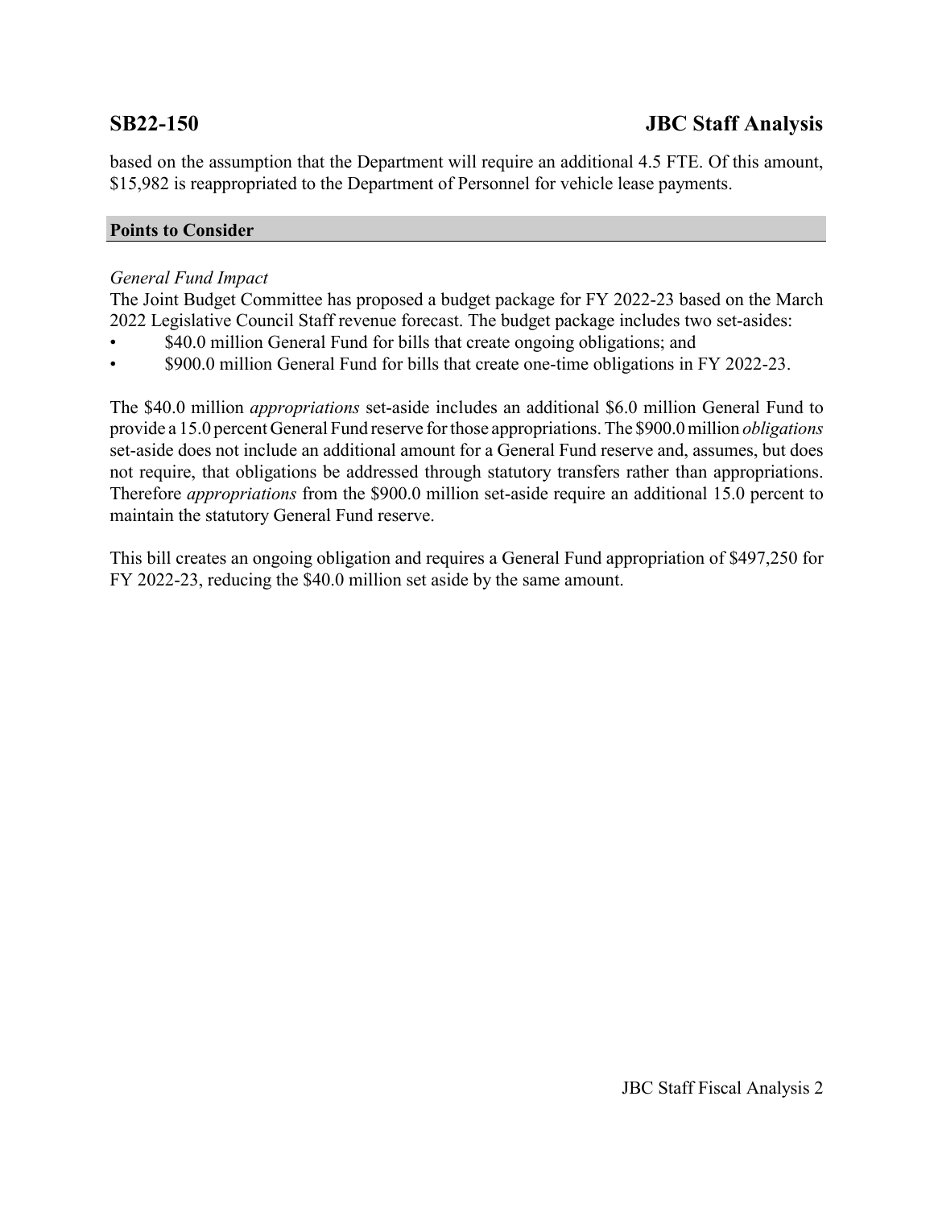based on the assumption that the Department will require an additional 4.5 FTE. Of this amount, $15,982 is reappropriated to the Department of Personnel for vehicle lease payments.

## Points to Consider

*General Fund Impact*

The Joint Budget Committee has proposed a budget package for FY 2022-23 based on the March 2022 Legislative Council Staff revenue forecast. The budget package includes two set-asides:

- $40.0 million General Fund for bills that create ongoing obligations; and
- $900.0 million General Fund for bills that create one-time obligations in FY 2022-23.

The $40.0 million *appropriations* set-aside includes an additional $6.0 million General Fund to provide a 15.0 percent General Fund reserve for those appropriations. The $900.0 million *obligations* set-aside does not include an additional amount for a General Fund reserve and, assumes, but does not require, that obligations be addressed through statutory transfers rather than appropriations. Therefore *appropriations* from the $900.0 million set-aside require an additional 15.0 percent to maintain the statutory General Fund reserve.

This bill creates an ongoing obligation and requires a General Fund appropriation of $497,250 for FY 2022-23, reducing the $40.0 million set aside by the same amount.